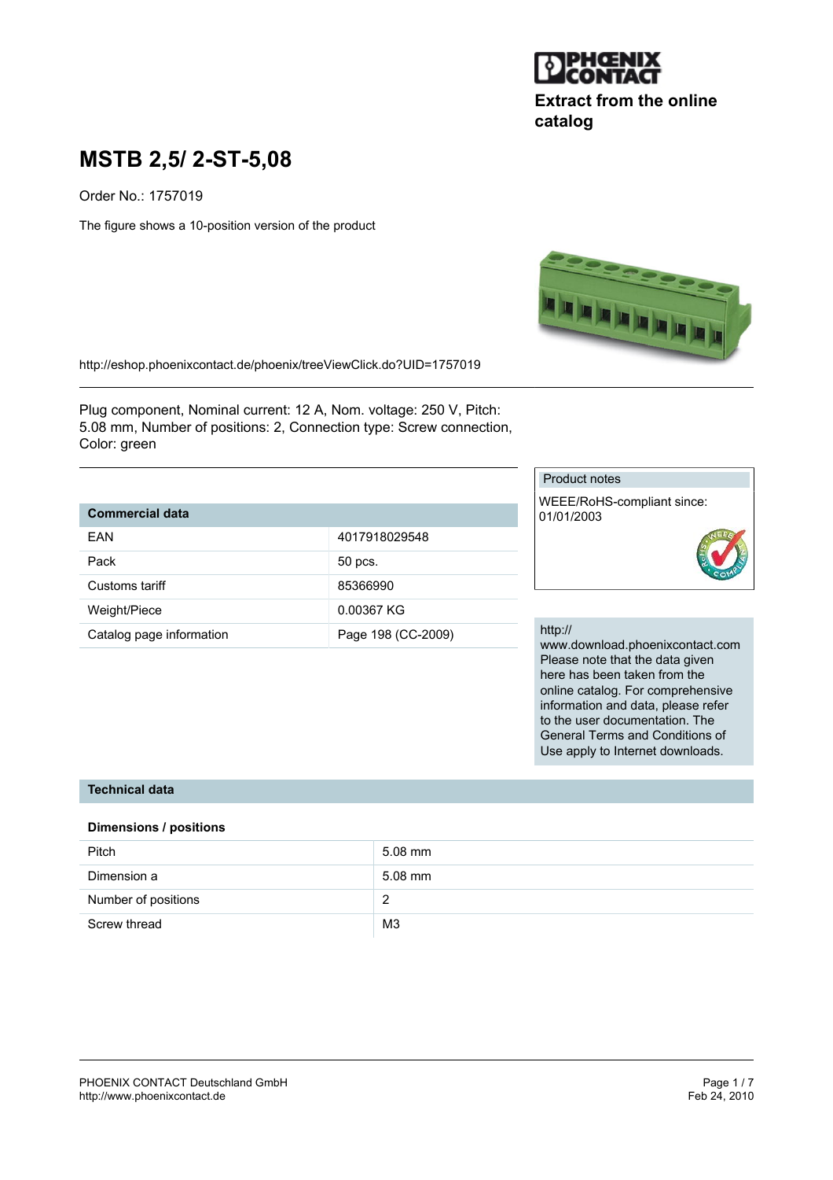Extract from the online catalog

# MSTB 2,5/ 2-ST-5,08

Order No.: 1757019

The figure shows a 10-position version of the product

http://eshop.phoenixcontact.de/phoenix/treeViewClick.do?UID=1757019

Plug component, Nominal current: 12 A, Nom. voltage: 250 V, Pitch: 5.08 mm, Number of positions: 2, Connection type: Screw connection, Color: green

| Commercial data | |
|---|---|
| EAN | 4017918029548 |
| Pack | 50 pcs. |
| Customs tariff | 85366990 |
| Weight/Piece | 0.00367 KG |
| Catalog page information | Page 198 (CC-2009) |

Product notes

WEEE/RoHS-compliant since: 01/01/2003

http://www.download.phoenixcontact.com Please note that the data given here has been taken from the online catalog. For comprehensive information and data, please refer to the user documentation. The General Terms and Conditions of Use apply to Internet downloads.

## Technical data

### Dimensions / positions

| | |
|---|---|
| Pitch | 5.08 mm |
| Dimension a | 5.08 mm |
| Number of positions | 2 |
| Screw thread | M3 |

PHOENIX CONTACT Deutschland GmbH
http://www.phoenixcontact.de

Feb 24, 2010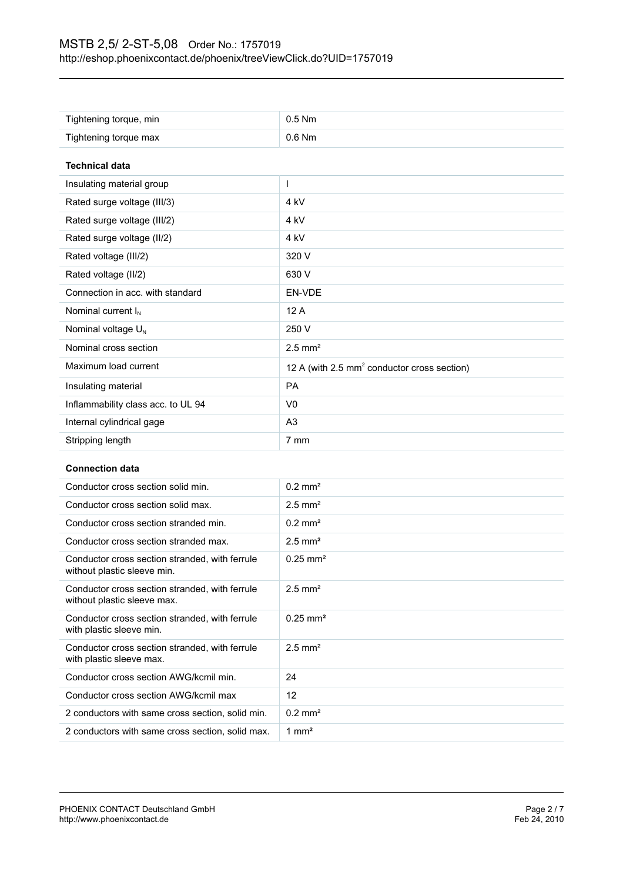| Tightening torque, min | 0.5 Nm |
| --- | --- |
| Tightening torque max | 0.6 Nm |

**Technical data**

| Insulating material group | I |
| --- | --- |
| Rated surge voltage (III/3) | 4 kV |
| Rated surge voltage (III/2) | 4 kV |
| Rated surge voltage (II/2) | 4 kV |
| Rated voltage (III/2) | 320 V |
| Rated voltage (II/2) | 630 V |
| Connection in acc. with standard | EN-VDE |
| Nominal current $I_N$ | 12 A |
| Nominal voltage $U_N$ | 250 V |
| Nominal cross section | 2.5 mm² |
| Maximum load current | 12 A (with 2.5 mm² conductor cross section) |
| Insulating material | PA |
| Inflammability class acc. to UL 94 | V0 |
| Internal cylindrical gage | A3 |
| Stripping length | 7 mm |

**Connection data**

| Conductor cross section solid min. | 0.2 mm² |
| --- | --- |
| Conductor cross section solid max. | 2.5 mm² |
| Conductor cross section stranded min. | 0.2 mm² |
| Conductor cross section stranded max. | 2.5 mm² |
| Conductor cross section stranded, with ferrule without plastic sleeve min. | 0.25 mm² |
| Conductor cross section stranded, with ferrule without plastic sleeve max. | 2.5 mm² |
| Conductor cross section stranded, with ferrule with plastic sleeve min. | 0.25 mm² |
| Conductor cross section stranded, with ferrule with plastic sleeve max. | 2.5 mm² |
| Conductor cross section AWG/kcmil min. | 24 |
| Conductor cross section AWG/kcmil max | 12 |
| 2 conductors with same cross section, solid min. | 0.2 mm² |
| 2 conductors with same cross section, solid max. | 1 mm² |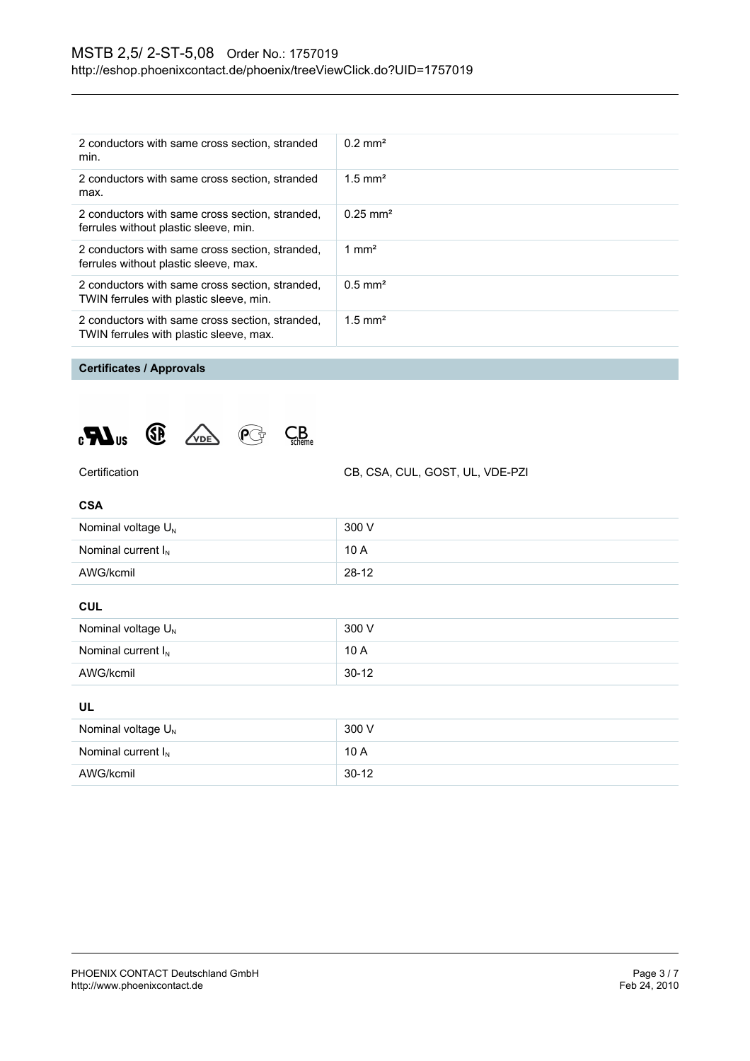| 2 conductors with same cross section, stranded min. | 0.2 mm² |
| --- | --- |
| 2 conductors with same cross section, stranded max. | 1.5 mm² |
| 2 conductors with same cross section, stranded, ferrules without plastic sleeve, min. | 0.25 mm² |
| 2 conductors with same cross section, stranded, ferrules without plastic sleeve, max. | 1 mm² |
| 2 conductors with same cross section, stranded, TWIN ferrules with plastic sleeve, min. | 0.5 mm² |
| 2 conductors with same cross section, stranded, TWIN ferrules with plastic sleeve, max. | 1.5 mm² |

## Certificates / Approvals

| Certification | CB, CSA, CUL, GOST, UL, VDE-PZI |
| --- | --- |

**CSA**

| Nominal voltage $U_N$ | 300 V |
| --- | --- |
| Nominal current $I_N$ | 10 A |
| AWG/kcmil | 28-12 |

**CUL**

| Nominal voltage $U_N$ | 300 V |
| --- | --- |
| Nominal current $I_N$ | 10 A |
| AWG/kcmil | 30-12 |

**UL**

| Nominal voltage $U_N$ | 300 V |
| --- | --- |
| Nominal current $I_N$ | 10 A |
| AWG/kcmil | 30-12 |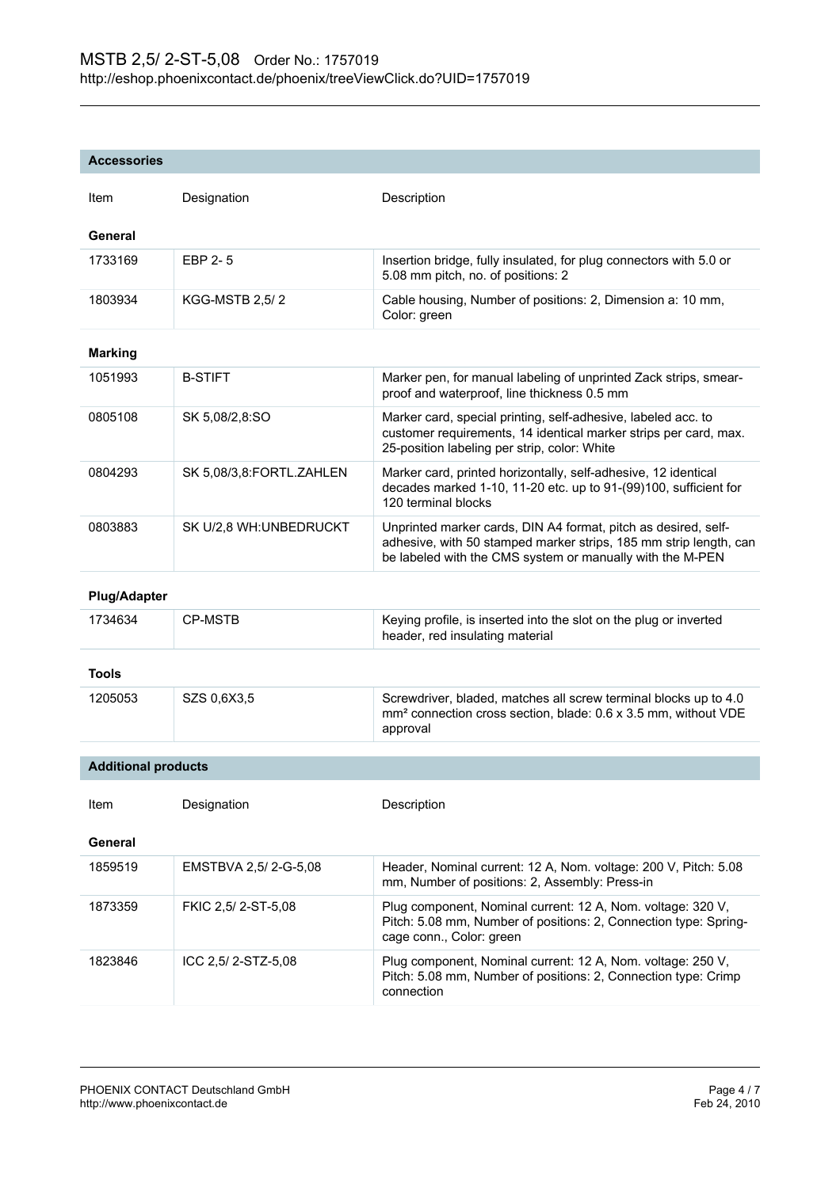## Accessories

| Item | Designation | Description |
|---|---|---|
| **General** | | |
| 1733169 | EBP 2- 5 | Insertion bridge, fully insulated, for plug connectors with 5.0 or 5.08 mm pitch, no. of positions: 2 |
| 1803934 | KGG-MSTB 2,5/ 2 | Cable housing, Number of positions: 2, Dimension a: 10 mm, Color: green |
| **Marking** | | |
| 1051993 | B-STIFT | Marker pen, for manual labeling of unprinted Zack strips, smear-proof and waterproof, line thickness 0.5 mm |
| 0805108 | SK 5,08/2,8:SO | Marker card, special printing, self-adhesive, labeled acc. to customer requirements, 14 identical marker strips per card, max. 25-position labeling per strip, color: White |
| 0804293 | SK 5,08/3,8:FORTL.ZAHLEN | Marker card, printed horizontally, self-adhesive, 12 identical decades marked 1-10, 11-20 etc. up to 91-(99)100, sufficient for 120 terminal blocks |
| 0803883 | SK U/2,8 WH:UNBEDRUCKT | Unprinted marker cards, DIN A4 format, pitch as desired, self-adhesive, with 50 stamped marker strips, 185 mm strip length, can be labeled with the CMS system or manually with the M-PEN |
| **Plug/Adapter** | | |
| 1734634 | CP-MSTB | Keying profile, is inserted into the slot on the plug or inverted header, red insulating material |
| **Tools** | | |
| 1205053 | SZS 0,6X3,5 | Screwdriver, bladed, matches all screw terminal blocks up to 4.0 mm² connection cross section, blade: 0.6 x 3.5 mm, without VDE approval |

## Additional products

| Item | Designation | Description |
|---|---|---|
| **General** | | |
| 1859519 | EMSTBVA 2,5/ 2-G-5,08 | Header, Nominal current: 12 A, Nom. voltage: 200 V, Pitch: 5.08 mm, Number of positions: 2, Assembly: Press-in |
| 1873359 | FKIC 2,5/ 2-ST-5,08 | Plug component, Nominal current: 12 A, Nom. voltage: 320 V, Pitch: 5.08 mm, Number of positions: 2, Connection type: Spring-cage conn., Color: green |
| 1823846 | ICC 2,5/ 2-STZ-5,08 | Plug component, Nominal current: 12 A, Nom. voltage: 250 V, Pitch: 5.08 mm, Number of positions: 2, Connection type: Crimp connection |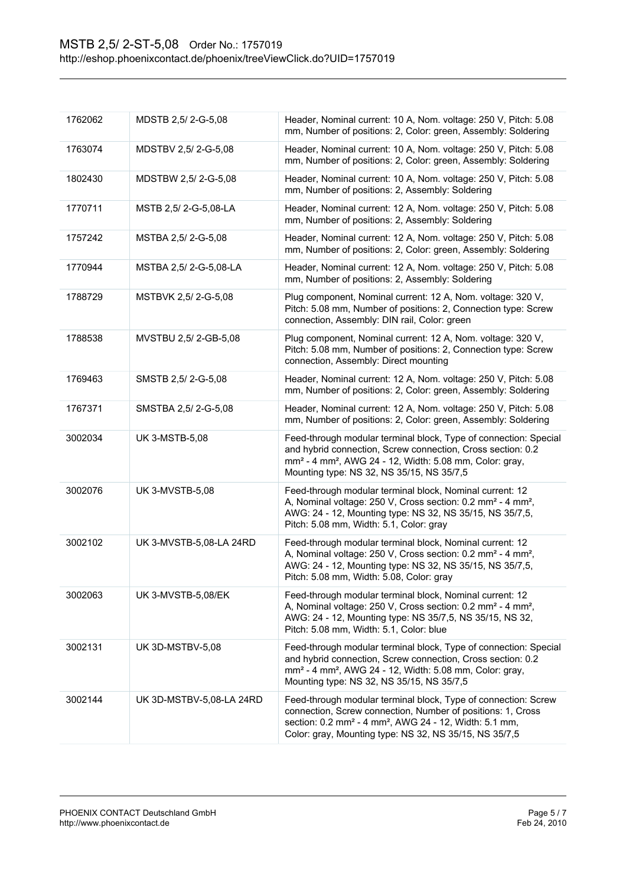| | | |
|---|---|---|
| 1762062 | MDSTB 2,5/ 2-G-5,08 | Header, Nominal current: 10 A, Nom. voltage: 250 V, Pitch: 5.08 mm, Number of positions: 2, Color: green, Assembly: Soldering |
| 1763074 | MDSTBV 2,5/ 2-G-5,08 | Header, Nominal current: 10 A, Nom. voltage: 250 V, Pitch: 5.08 mm, Number of positions: 2, Color: green, Assembly: Soldering |
| 1802430 | MDSTBW 2,5/ 2-G-5,08 | Header, Nominal current: 10 A, Nom. voltage: 250 V, Pitch: 5.08 mm, Number of positions: 2, Assembly: Soldering |
| 1770711 | MSTB 2,5/ 2-G-5,08-LA | Header, Nominal current: 12 A, Nom. voltage: 250 V, Pitch: 5.08 mm, Number of positions: 2, Assembly: Soldering |
| 1757242 | MSTBA 2,5/ 2-G-5,08 | Header, Nominal current: 12 A, Nom. voltage: 250 V, Pitch: 5.08 mm, Number of positions: 2, Color: green, Assembly: Soldering |
| 1770944 | MSTBA 2,5/ 2-G-5,08-LA | Header, Nominal current: 12 A, Nom. voltage: 250 V, Pitch: 5.08 mm, Number of positions: 2, Assembly: Soldering |
| 1788729 | MSTBVK 2,5/ 2-G-5,08 | Plug component, Nominal current: 12 A, Nom. voltage: 320 V, Pitch: 5.08 mm, Number of positions: 2, Connection type: Screw connection, Assembly: DIN rail, Color: green |
| 1788538 | MVSTBU 2,5/ 2-GB-5,08 | Plug component, Nominal current: 12 A, Nom. voltage: 320 V, Pitch: 5.08 mm, Number of positions: 2, Connection type: Screw connection, Assembly: Direct mounting |
| 1769463 | SMSTB 2,5/ 2-G-5,08 | Header, Nominal current: 12 A, Nom. voltage: 250 V, Pitch: 5.08 mm, Number of positions: 2, Color: green, Assembly: Soldering |
| 1767371 | SMSTBA 2,5/ 2-G-5,08 | Header, Nominal current: 12 A, Nom. voltage: 250 V, Pitch: 5.08 mm, Number of positions: 2, Color: green, Assembly: Soldering |
| 3002034 | UK 3-MSTB-5,08 | Feed-through modular terminal block, Type of connection: Special and hybrid connection, Screw connection, Cross section: 0.2 mm² - 4 mm², AWG 24 - 12, Width: 5.08 mm, Color: gray, Mounting type: NS 32, NS 35/15, NS 35/7,5 |
| 3002076 | UK 3-MVSTB-5,08 | Feed-through modular terminal block, Nominal current: 12 A, Nominal voltage: 250 V, Cross section: 0.2 mm² - 4 mm², AWG: 24 - 12, Mounting type: NS 32, NS 35/15, NS 35/7,5, Pitch: 5.08 mm, Width: 5.1, Color: gray |
| 3002102 | UK 3-MVSTB-5,08-LA 24RD | Feed-through modular terminal block, Nominal current: 12 A, Nominal voltage: 250 V, Cross section: 0.2 mm² - 4 mm², AWG: 24 - 12, Mounting type: NS 32, NS 35/15, NS 35/7,5, Pitch: 5.08 mm, Width: 5.08, Color: gray |
| 3002063 | UK 3-MVSTB-5,08/EK | Feed-through modular terminal block, Nominal current: 12 A, Nominal voltage: 250 V, Cross section: 0.2 mm² - 4 mm², AWG: 24 - 12, Mounting type: NS 35/7,5, NS 35/15, NS 32, Pitch: 5.08 mm, Width: 5.1, Color: blue |
| 3002131 | UK 3D-MSTBV-5,08 | Feed-through modular terminal block, Type of connection: Special and hybrid connection, Screw connection, Cross section: 0.2 mm² - 4 mm², AWG 24 - 12, Width: 5.08 mm, Color: gray, Mounting type: NS 32, NS 35/15, NS 35/7,5 |
| 3002144 | UK 3D-MSTBV-5,08-LA 24RD | Feed-through modular terminal block, Type of connection: Screw connection, Screw connection, Number of positions: 1, Cross section: 0.2 mm² - 4 mm², AWG 24 - 12, Width: 5.1 mm, Color: gray, Mounting type: NS 32, NS 35/15, NS 35/7,5 |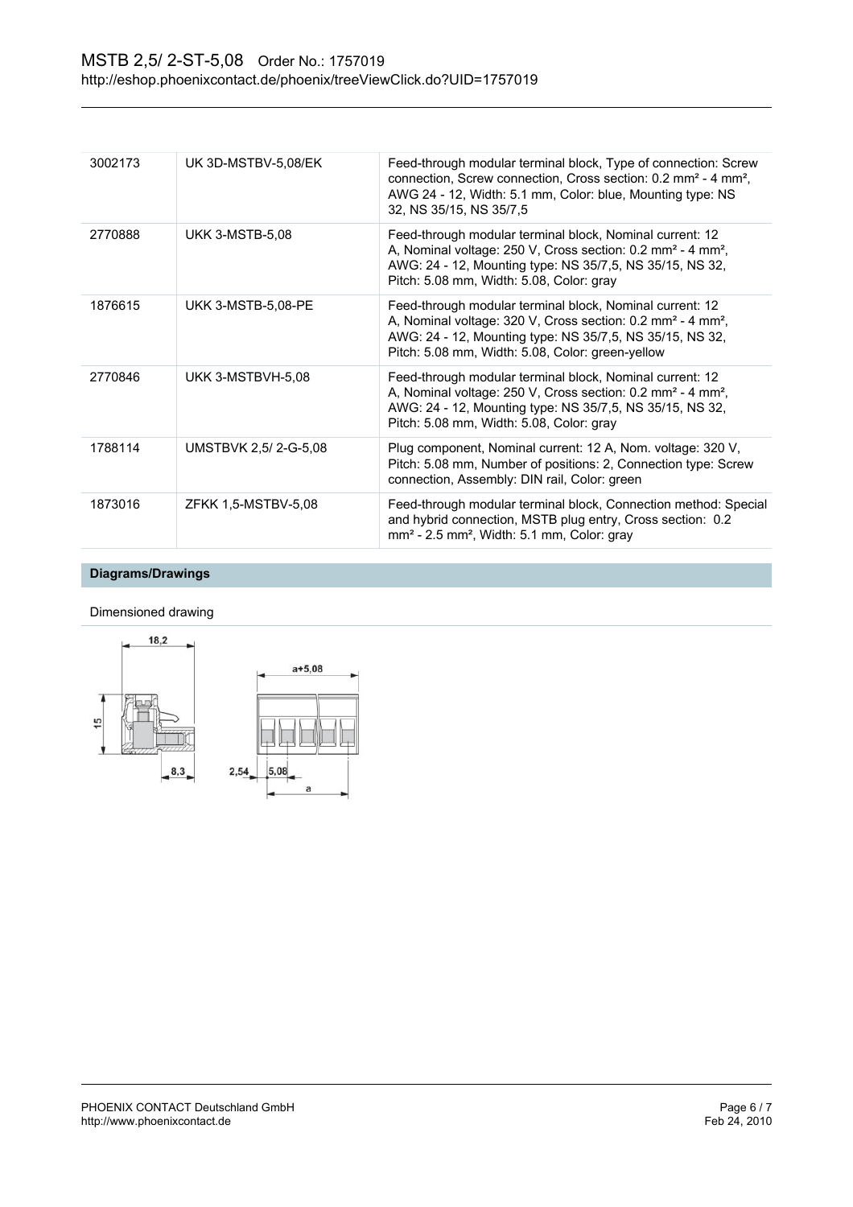| 3002173 | UK 3D-MSTBV-5,08/EK | Feed-through modular terminal block, Type of connection: Screw connection, Screw connection, Cross section: 0.2 mm² - 4 mm², AWG 24 - 12, Width: 5.1 mm, Color: blue, Mounting type: NS 32, NS 35/15, NS 35/7,5 |
|---|---|---|
| 2770888 | UKK 3-MSTB-5,08 | Feed-through modular terminal block, Nominal current: 12 A, Nominal voltage: 250 V, Cross section: 0.2 mm² - 4 mm², AWG: 24 - 12, Mounting type: NS 35/7,5, NS 35/15, NS 32, Pitch: 5.08 mm, Width: 5.08, Color: gray |
| 1876615 | UKK 3-MSTB-5,08-PE | Feed-through modular terminal block, Nominal current: 12 A, Nominal voltage: 320 V, Cross section: 0.2 mm² - 4 mm², AWG: 24 - 12, Mounting type: NS 35/7,5, NS 35/15, NS 32, Pitch: 5.08 mm, Width: 5.08, Color: green-yellow |
| 2770846 | UKK 3-MSTBVH-5,08 | Feed-through modular terminal block, Nominal current: 12 A, Nominal voltage: 250 V, Cross section: 0.2 mm² - 4 mm², AWG: 24 - 12, Mounting type: NS 35/7,5, NS 35/15, NS 32, Pitch: 5.08 mm, Width: 5.08, Color: gray |
| 1788114 | UMSTBVK 2,5/ 2-G-5,08 | Plug component, Nominal current: 12 A, Nom. voltage: 320 V, Pitch: 5.08 mm, Number of positions: 2, Connection type: Screw connection, Assembly: DIN rail, Color: green |
| 1873016 | ZFKK 1,5-MSTBV-5,08 | Feed-through modular terminal block, Connection method: Special and hybrid connection, MSTB plug entry, Cross section: 0.2 mm² - 2.5 mm², Width: 5.1 mm, Color: gray |

## Diagrams/Drawings

Dimensioned drawing

18,2

15

8,3

a+5,08

2,54

5,08

a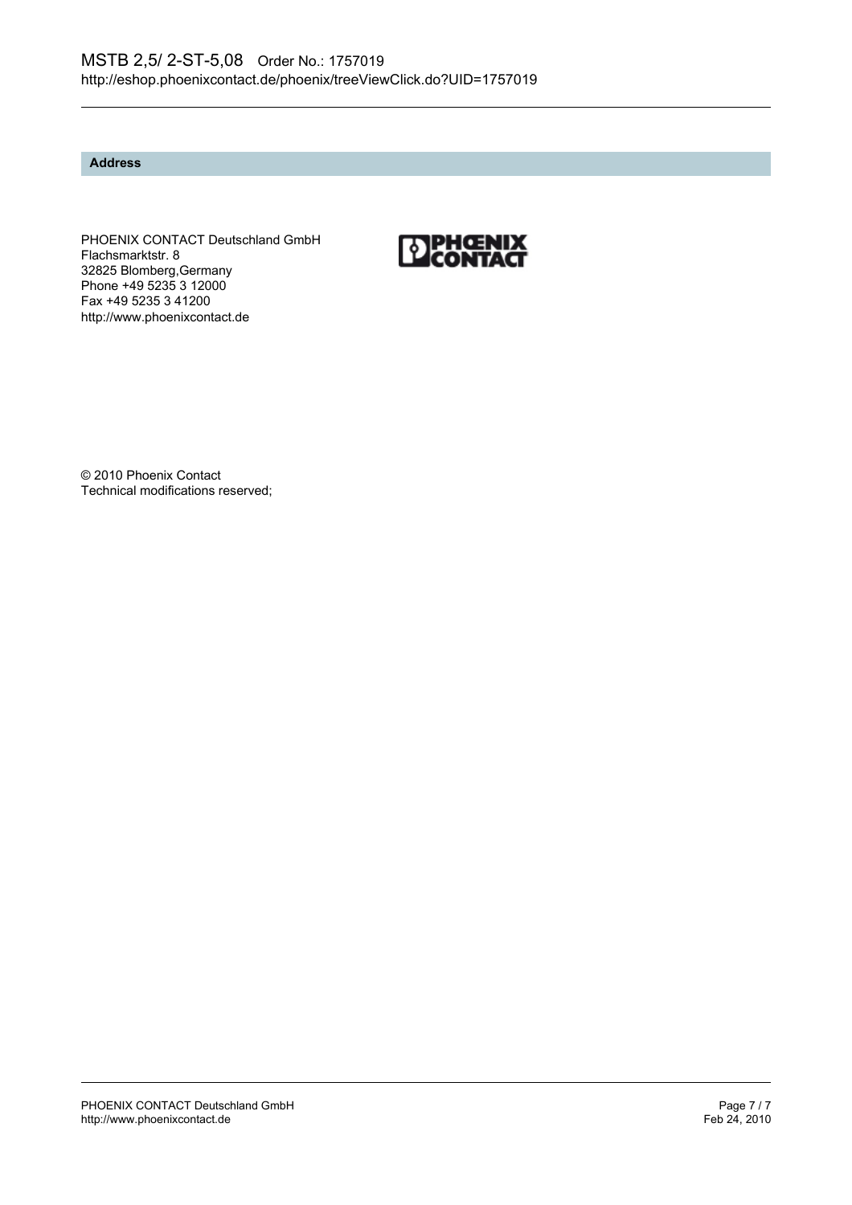## Address

PHOENIX CONTACT Deutschland GmbH
Flachsmarktstr. 8
32825 Blomberg,Germany
Phone +49 5235 3 12000
Fax +49 5235 3 41200
http://www.phoenixcontact.de

PHOENIX CONTACT

© 2010 Phoenix Contact
Technical modifications reserved;